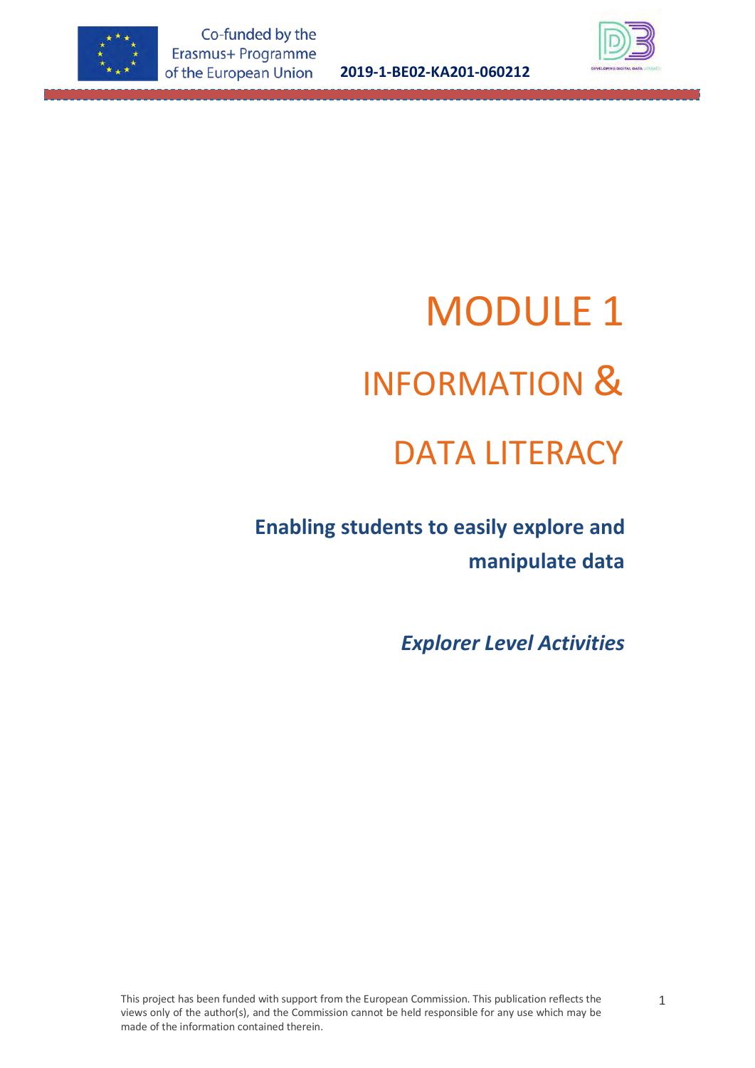Co-funded by the Erasmus+ Programme of the European Union

2019-1-BE02-KA201-060212

# MODULE 1

# INFORMATION & DATA LITERACY

## Enabling students to easily explore and manipulate data

***Explorer Level Activities***

This project has been funded with support from the European Commission. This publication reflects the views only of the author(s), and the Commission cannot be held responsible for any use which may be made of the information contained therein.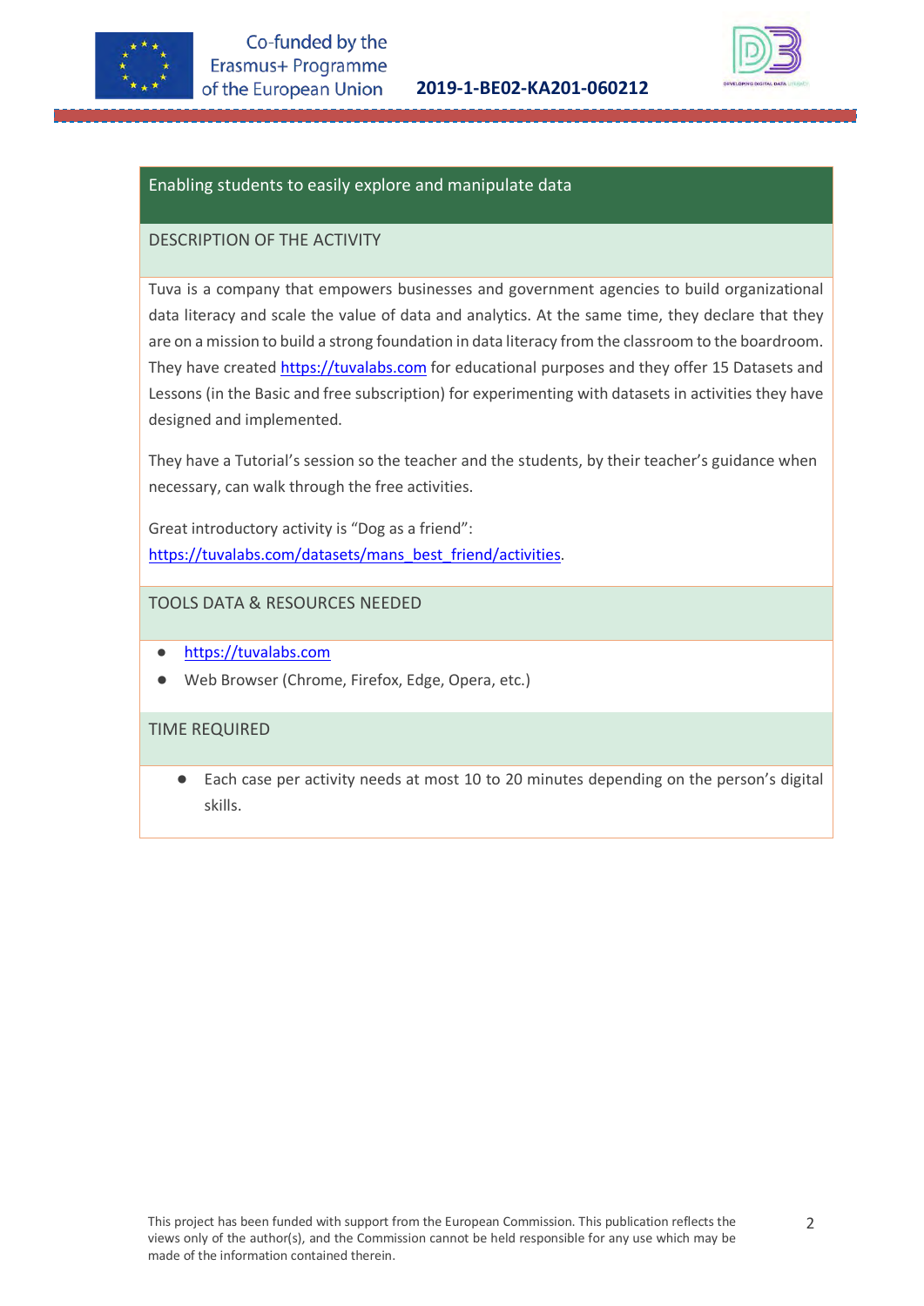## Enabling students to easily explore and manipulate data

### DESCRIPTION OF THE ACTIVITY

Tuva is a company that empowers businesses and government agencies to build organizational data literacy and scale the value of data and analytics. At the same time, they declare that they are on a mission to build a strong foundation in data literacy from the classroom to the boardroom. They have created https://tuvalabs.com for educational purposes and they offer 15 Datasets and Lessons (in the Basic and free subscription) for experimenting with datasets in activities they have designed and implemented.

They have a Tutorial's session so the teacher and the students, by their teacher's guidance when necessary, can walk through the free activities.

Great introductory activity is "Dog as a friend": https://tuvalabs.com/datasets/mans_best_friend/activities.

### TOOLS DATA & RESOURCES NEEDED

- https://tuvalabs.com
- Web Browser (Chrome, Firefox, Edge, Opera, etc.)

### TIME REQUIRED

- Each case per activity needs at most 10 to 20 minutes depending on the person's digital skills.

This project has been funded with support from the European Commission. This publication reflects the views only of the author(s), and the Commission cannot be held responsible for any use which may be made of the information contained therein.